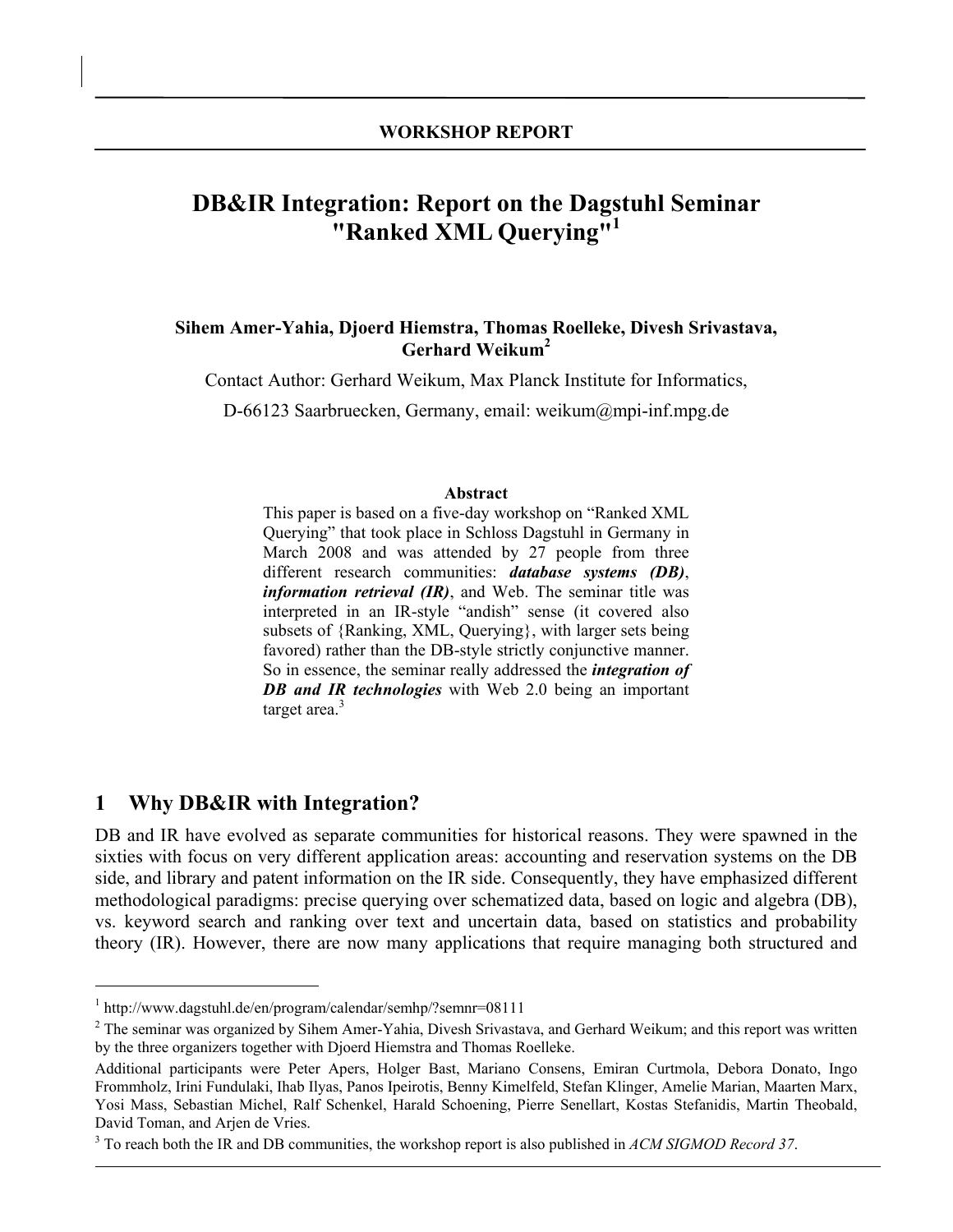**WORKSHOP REPORT**

# DB&IR Integration: Report on the Dagstuhl Seminar "Ranked XML Querying"[1]

**Sihem Amer-Yahia, Djoerd Hiemstra, Thomas Roelleke, Divesh Srivastava, Gerhard Weikum[2]**

Contact Author: Gerhard Weikum, Max Planck Institute for Informatics,

D-66123 Saarbruecken, Germany, email: weikum@mpi-inf.mpg.de

**Abstract**

This paper is based on a five-day workshop on "Ranked XML Querying" that took place in Schloss Dagstuhl in Germany in March 2008 and was attended by 27 people from three different research communities: ***database systems (DB)***, ***information retrieval (IR)***, and Web. The seminar title was interpreted in an IR-style "andish" sense (it covered also subsets of {Ranking, XML, Querying}, with larger sets being favored) rather than the DB-style strictly conjunctive manner. So in essence, the seminar really addressed the ***integration of DB and IR technologies*** with Web 2.0 being an important target area.[3]

## 1 Why DB&IR with Integration?

DB and IR have evolved as separate communities for historical reasons. They were spawned in the sixties with focus on very different application areas: accounting and reservation systems on the DB side, and library and patent information on the IR side. Consequently, they have emphasized different methodological paradigms: precise querying over schematized data, based on logic and algebra (DB), vs. keyword search and ranking over text and uncertain data, based on statistics and probability theory (IR). However, there are now many applications that require managing both structured and

---

[1] http://www.dagstuhl.de/en/program/calendar/semhp/?semnr=08111

[2] The seminar was organized by Sihem Amer-Yahia, Divesh Srivastava, and Gerhard Weikum; and this report was written by the three organizers together with Djoerd Hiemstra and Thomas Roelleke.

Additional participants were Peter Apers, Holger Bast, Mariano Consens, Emiran Curtmola, Debora Donato, Ingo Frommholz, Irini Fundulaki, Ihab Ilyas, Panos Ipeirotis, Benny Kimelfeld, Stefan Klinger, Amelie Marian, Maarten Marx, Yosi Mass, Sebastian Michel, Ralf Schenkel, Harald Schoening, Pierre Senellart, Kostas Stefanidis, Martin Theobald, David Toman, and Arjen de Vries.

[3] To reach both the IR and DB communities, the workshop report is also published in *ACM SIGMOD Record 37*.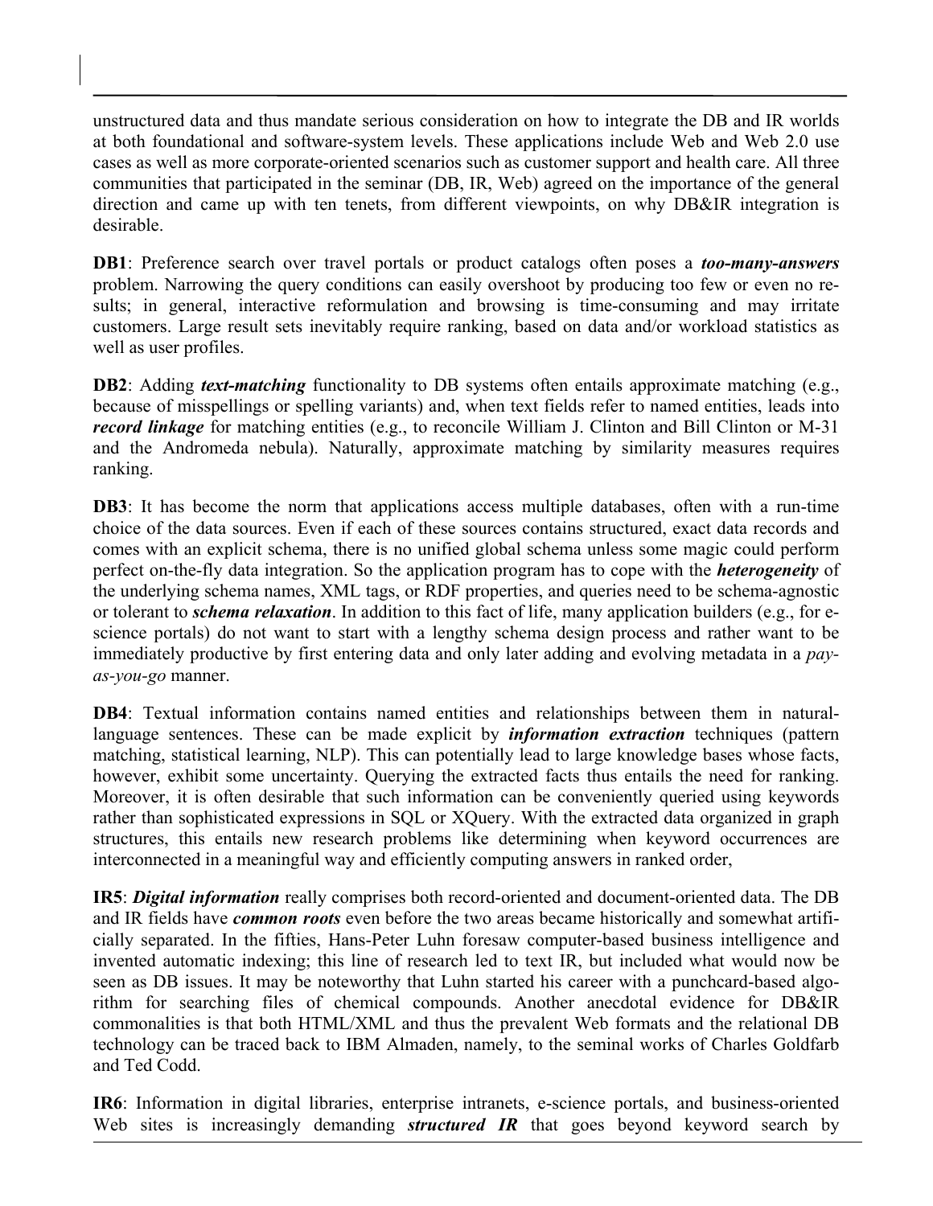unstructured data and thus mandate serious consideration on how to integrate the DB and IR worlds at both foundational and software-system levels. These applications include Web and Web 2.0 use cases as well as more corporate-oriented scenarios such as customer support and health care. All three communities that participated in the seminar (DB, IR, Web) agreed on the importance of the general direction and came up with ten tenets, from different viewpoints, on why DB&IR integration is desirable.

**DB1**: Preference search over travel portals or product catalogs often poses a ***too-many-answers*** problem. Narrowing the query conditions can easily overshoot by producing too few or even no results; in general, interactive reformulation and browsing is time-consuming and may irritate customers. Large result sets inevitably require ranking, based on data and/or workload statistics as well as user profiles.

**DB2**: Adding ***text-matching*** functionality to DB systems often entails approximate matching (e.g., because of misspellings or spelling variants) and, when text fields refer to named entities, leads into ***record linkage*** for matching entities (e.g., to reconcile William J. Clinton and Bill Clinton or M-31 and the Andromeda nebula). Naturally, approximate matching by similarity measures requires ranking.

**DB3**: It has become the norm that applications access multiple databases, often with a run-time choice of the data sources. Even if each of these sources contains structured, exact data records and comes with an explicit schema, there is no unified global schema unless some magic could perform perfect on-the-fly data integration. So the application program has to cope with the ***heterogeneity*** of the underlying schema names, XML tags, or RDF properties, and queries need to be schema-agnostic or tolerant to ***schema relaxation***. In addition to this fact of life, many application builders (e.g., for e-science portals) do not want to start with a lengthy schema design process and rather want to be immediately productive by first entering data and only later adding and evolving metadata in a *pay-as-you-go* manner.

**DB4**: Textual information contains named entities and relationships between them in natural-language sentences. These can be made explicit by ***information extraction*** techniques (pattern matching, statistical learning, NLP). This can potentially lead to large knowledge bases whose facts, however, exhibit some uncertainty. Querying the extracted facts thus entails the need for ranking. Moreover, it is often desirable that such information can be conveniently queried using keywords rather than sophisticated expressions in SQL or XQuery. With the extracted data organized in graph structures, this entails new research problems like determining when keyword occurrences are interconnected in a meaningful way and efficiently computing answers in ranked order,

**IR5**: ***Digital information*** really comprises both record-oriented and document-oriented data. The DB and IR fields have ***common roots*** even before the two areas became historically and somewhat artificially separated. In the fifties, Hans-Peter Luhn foresaw computer-based business intelligence and invented automatic indexing; this line of research led to text IR, but included what would now be seen as DB issues. It may be noteworthy that Luhn started his career with a punchcard-based algorithm for searching files of chemical compounds. Another anecdotal evidence for DB&IR commonalities is that both HTML/XML and thus the prevalent Web formats and the relational DB technology can be traced back to IBM Almaden, namely, to the seminal works of Charles Goldfarb and Ted Codd.

**IR6**: Information in digital libraries, enterprise intranets, e-science portals, and business-oriented Web sites is increasingly demanding ***structured IR*** that goes beyond keyword search by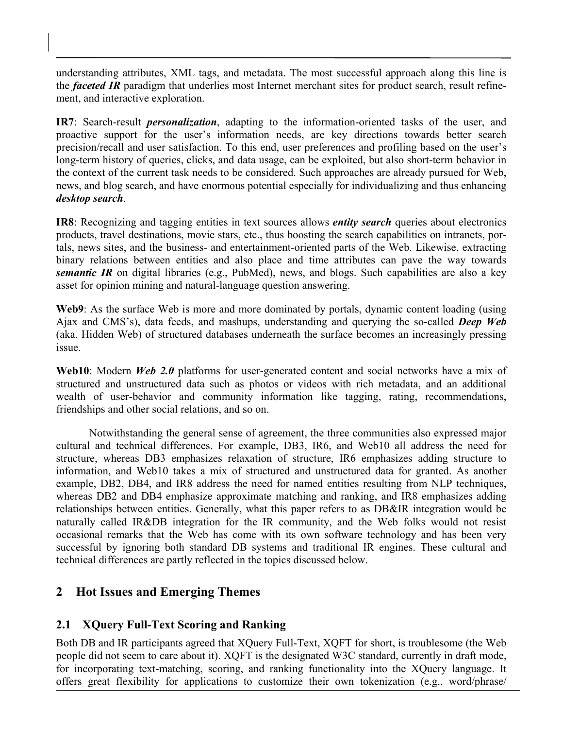understanding attributes, XML tags, and metadata. The most successful approach along this line is the ***faceted IR*** paradigm that underlies most Internet merchant sites for product search, result refinement, and interactive exploration.

**IR7**: Search-result ***personalization***, adapting to the information-oriented tasks of the user, and proactive support for the user's information needs, are key directions towards better search precision/recall and user satisfaction. To this end, user preferences and profiling based on the user's long-term history of queries, clicks, and data usage, can be exploited, but also short-term behavior in the context of the current task needs to be considered. Such approaches are already pursued for Web, news, and blog search, and have enormous potential especially for individualizing and thus enhancing ***desktop search***.

**IR8**: Recognizing and tagging entities in text sources allows ***entity search*** queries about electronics products, travel destinations, movie stars, etc., thus boosting the search capabilities on intranets, portals, news sites, and the business- and entertainment-oriented parts of the Web. Likewise, extracting binary relations between entities and also place and time attributes can pave the way towards ***semantic IR*** on digital libraries (e.g., PubMed), news, and blogs. Such capabilities are also a key asset for opinion mining and natural-language question answering.

**Web9**: As the surface Web is more and more dominated by portals, dynamic content loading (using Ajax and CMS's), data feeds, and mashups, understanding and querying the so-called ***Deep Web*** (aka. Hidden Web) of structured databases underneath the surface becomes an increasingly pressing issue.

**Web10**: Modern ***Web 2.0*** platforms for user-generated content and social networks have a mix of structured and unstructured data such as photos or videos with rich metadata, and an additional wealth of user-behavior and community information like tagging, rating, recommendations, friendships and other social relations, and so on.

Notwithstanding the general sense of agreement, the three communities also expressed major cultural and technical differences. For example, DB3, IR6, and Web10 all address the need for structure, whereas DB3 emphasizes relaxation of structure, IR6 emphasizes adding structure to information, and Web10 takes a mix of structured and unstructured data for granted. As another example, DB2, DB4, and IR8 address the need for named entities resulting from NLP techniques, whereas DB2 and DB4 emphasize approximate matching and ranking, and IR8 emphasizes adding relationships between entities. Generally, what this paper refers to as DB&IR integration would be naturally called IR&DB integration for the IR community, and the Web folks would not resist occasional remarks that the Web has come with its own software technology and has been very successful by ignoring both standard DB systems and traditional IR engines. These cultural and technical differences are partly reflected in the topics discussed below.

## 2 Hot Issues and Emerging Themes

### 2.1 XQuery Full-Text Scoring and Ranking

Both DB and IR participants agreed that XQuery Full-Text, XQFT for short, is troublesome (the Web people did not seem to care about it). XQFT is the designated W3C standard, currently in draft mode, for incorporating text-matching, scoring, and ranking functionality into the XQuery language. It offers great flexibility for applications to customize their own tokenization (e.g., word/phrase/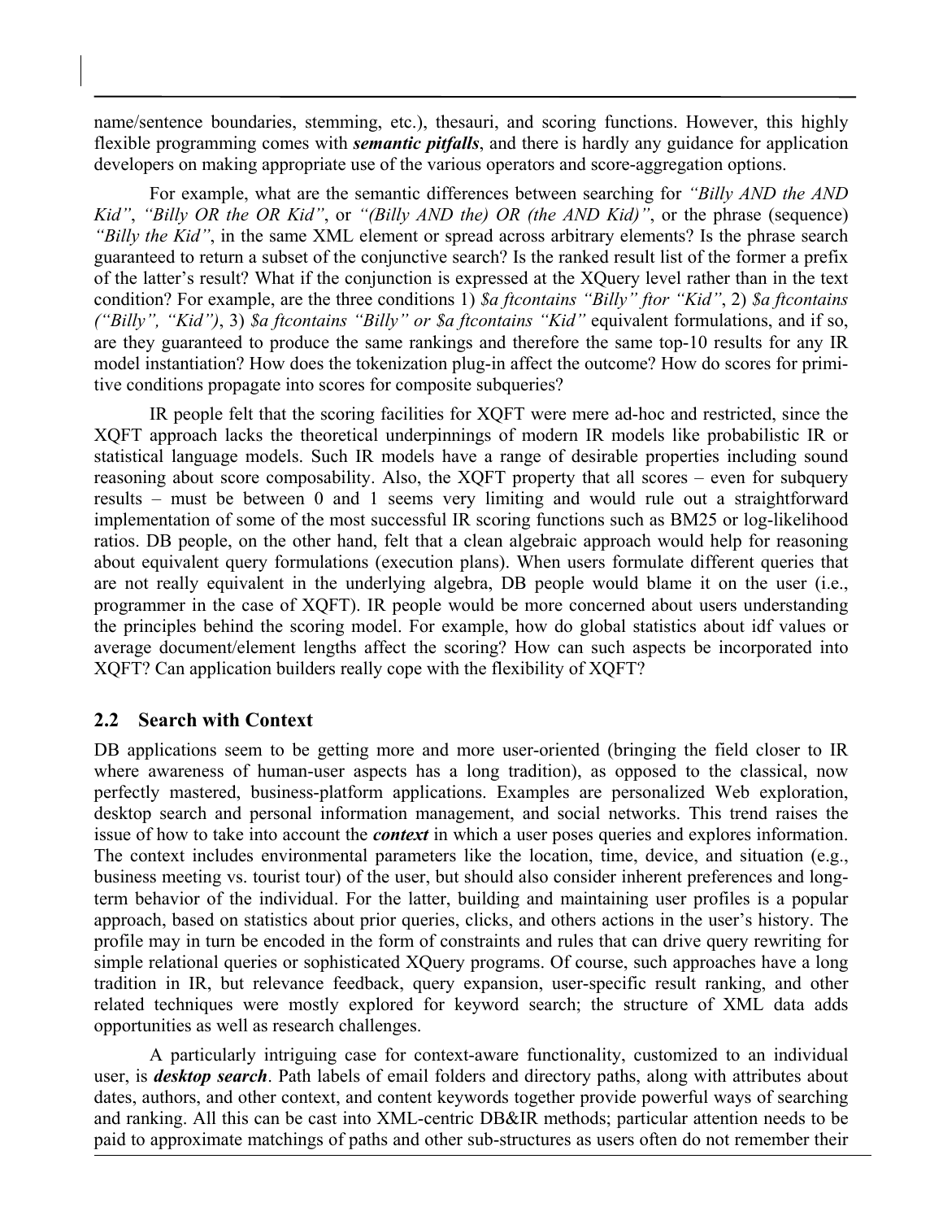name/sentence boundaries, stemming, etc.), thesauri, and scoring functions. However, this highly flexible programming comes with ***semantic pitfalls***, and there is hardly any guidance for application developers on making appropriate use of the various operators and score-aggregation options.

For example, what are the semantic differences between searching for *"Billy AND the AND Kid"*, *"Billy OR the OR Kid"*, or *"(Billy AND the) OR (the AND Kid)"*, or the phrase (sequence) *"Billy the Kid"*, in the same XML element or spread across arbitrary elements? Is the phrase search guaranteed to return a subset of the conjunctive search? Is the ranked result list of the former a prefix of the latter's result? What if the conjunction is expressed at the XQuery level rather than in the text condition? For example, are the three conditions 1) *$a ftcontains "Billy" ftor "Kid"*, 2) *$a ftcontains ("Billy", "Kid")*, 3) *$a ftcontains "Billy" or $a ftcontains "Kid"* equivalent formulations, and if so, are they guaranteed to produce the same rankings and therefore the same top-10 results for any IR model instantiation? How does the tokenization plug-in affect the outcome? How do scores for primitive conditions propagate into scores for composite subqueries?

IR people felt that the scoring facilities for XQFT were mere ad-hoc and restricted, since the XQFT approach lacks the theoretical underpinnings of modern IR models like probabilistic IR or statistical language models. Such IR models have a range of desirable properties including sound reasoning about score composability. Also, the XQFT property that all scores – even for subquery results – must be between 0 and 1 seems very limiting and would rule out a straightforward implementation of some of the most successful IR scoring functions such as BM25 or log-likelihood ratios. DB people, on the other hand, felt that a clean algebraic approach would help for reasoning about equivalent query formulations (execution plans). When users formulate different queries that are not really equivalent in the underlying algebra, DB people would blame it on the user (i.e., programmer in the case of XQFT). IR people would be more concerned about users understanding the principles behind the scoring model. For example, how do global statistics about idf values or average document/element lengths affect the scoring? How can such aspects be incorporated into XQFT? Can application builders really cope with the flexibility of XQFT?

## 2.2 Search with Context

DB applications seem to be getting more and more user-oriented (bringing the field closer to IR where awareness of human-user aspects has a long tradition), as opposed to the classical, now perfectly mastered, business-platform applications. Examples are personalized Web exploration, desktop search and personal information management, and social networks. This trend raises the issue of how to take into account the ***context*** in which a user poses queries and explores information. The context includes environmental parameters like the location, time, device, and situation (e.g., business meeting vs. tourist tour) of the user, but should also consider inherent preferences and long-term behavior of the individual. For the latter, building and maintaining user profiles is a popular approach, based on statistics about prior queries, clicks, and others actions in the user's history. The profile may in turn be encoded in the form of constraints and rules that can drive query rewriting for simple relational queries or sophisticated XQuery programs. Of course, such approaches have a long tradition in IR, but relevance feedback, query expansion, user-specific result ranking, and other related techniques were mostly explored for keyword search; the structure of XML data adds opportunities as well as research challenges.

A particularly intriguing case for context-aware functionality, customized to an individual user, is ***desktop search***. Path labels of email folders and directory paths, along with attributes about dates, authors, and other context, and content keywords together provide powerful ways of searching and ranking. All this can be cast into XML-centric DB&IR methods; particular attention needs to be paid to approximate matchings of paths and other sub-structures as users often do not remember their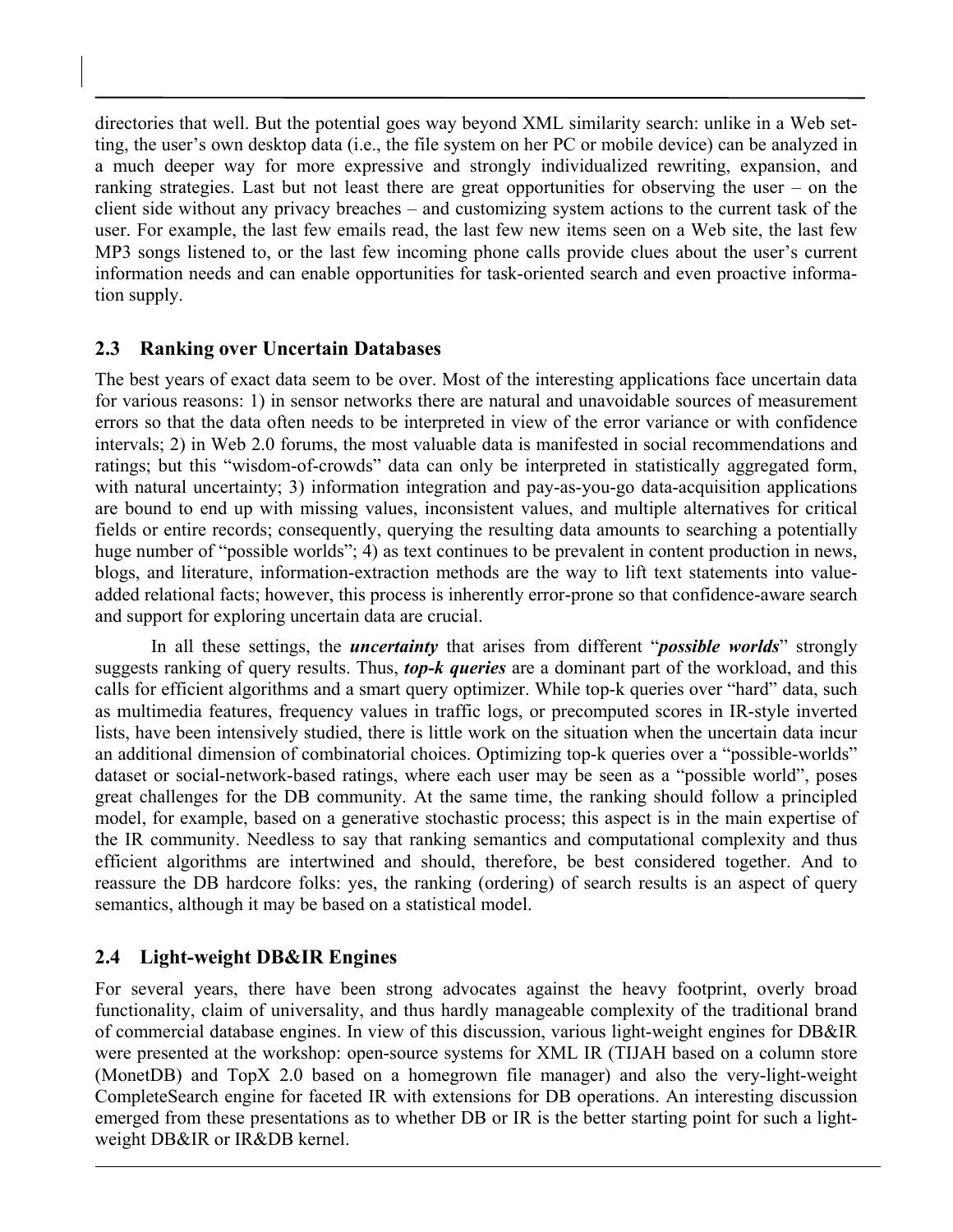directories that well. But the potential goes way beyond XML similarity search: unlike in a Web setting, the user's own desktop data (i.e., the file system on her PC or mobile device) can be analyzed in a much deeper way for more expressive and strongly individualized rewriting, expansion, and ranking strategies. Last but not least there are great opportunities for observing the user – on the client side without any privacy breaches – and customizing system actions to the current task of the user. For example, the last few emails read, the last few new items seen on a Web site, the last few MP3 songs listened to, or the last few incoming phone calls provide clues about the user's current information needs and can enable opportunities for task-oriented search and even proactive information supply.

## 2.3 Ranking over Uncertain Databases

The best years of exact data seem to be over. Most of the interesting applications face uncertain data for various reasons: 1) in sensor networks there are natural and unavoidable sources of measurement errors so that the data often needs to be interpreted in view of the error variance or with confidence intervals; 2) in Web 2.0 forums, the most valuable data is manifested in social recommendations and ratings; but this "wisdom-of-crowds" data can only be interpreted in statistically aggregated form, with natural uncertainty; 3) information integration and pay-as-you-go data-acquisition applications are bound to end up with missing values, inconsistent values, and multiple alternatives for critical fields or entire records; consequently, querying the resulting data amounts to searching a potentially huge number of "possible worlds"; 4) as text continues to be prevalent in content production in news, blogs, and literature, information-extraction methods are the way to lift text statements into value-added relational facts; however, this process is inherently error-prone so that confidence-aware search and support for exploring uncertain data are crucial.

In all these settings, the ***uncertainty*** that arises from different "***possible worlds***" strongly suggests ranking of query results. Thus, ***top-k queries*** are a dominant part of the workload, and this calls for efficient algorithms and a smart query optimizer. While top-k queries over "hard" data, such as multimedia features, frequency values in traffic logs, or precomputed scores in IR-style inverted lists, have been intensively studied, there is little work on the situation when the uncertain data incur an additional dimension of combinatorial choices. Optimizing top-k queries over a "possible-worlds" dataset or social-network-based ratings, where each user may be seen as a "possible world", poses great challenges for the DB community. At the same time, the ranking should follow a principled model, for example, based on a generative stochastic process; this aspect is in the main expertise of the IR community. Needless to say that ranking semantics and computational complexity and thus efficient algorithms are intertwined and should, therefore, be best considered together. And to reassure the DB hardcore folks: yes, the ranking (ordering) of search results is an aspect of query semantics, although it may be based on a statistical model.

## 2.4 Light-weight DB&IR Engines

For several years, there have been strong advocates against the heavy footprint, overly broad functionality, claim of universality, and thus hardly manageable complexity of the traditional brand of commercial database engines. In view of this discussion, various light-weight engines for DB&IR were presented at the workshop: open-source systems for XML IR (TIJAH based on a column store (MonetDB) and TopX 2.0 based on a homegrown file manager) and also the very-light-weight CompleteSearch engine for faceted IR with extensions for DB operations. An interesting discussion emerged from these presentations as to whether DB or IR is the better starting point for such a light-weight DB&IR or IR&DB kernel.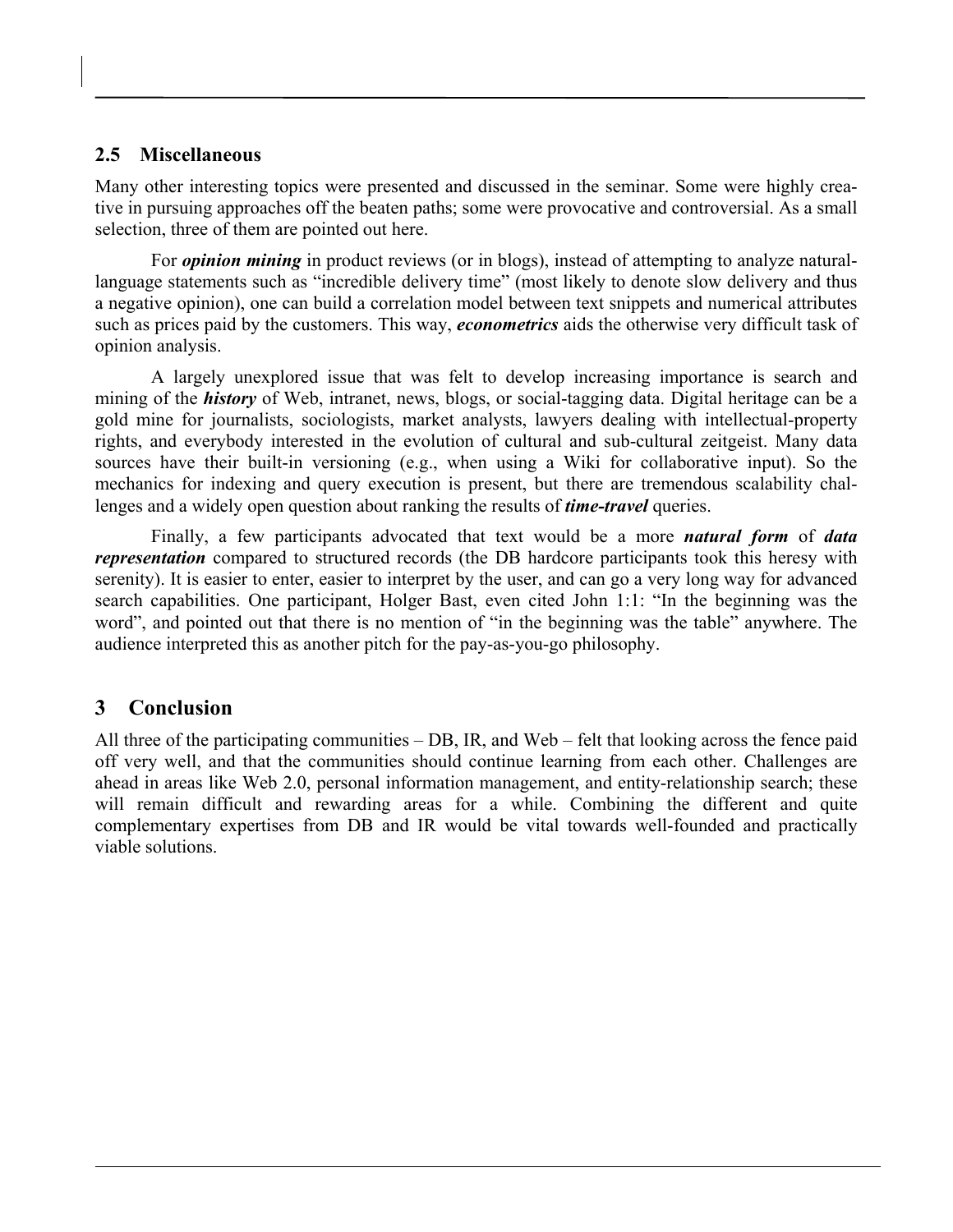## 2.5 Miscellaneous

Many other interesting topics were presented and discussed in the seminar. Some were highly creative in pursuing approaches off the beaten paths; some were provocative and controversial. As a small selection, three of them are pointed out here.

For ***opinion mining*** in product reviews (or in blogs), instead of attempting to analyze natural-language statements such as "incredible delivery time" (most likely to denote slow delivery and thus a negative opinion), one can build a correlation model between text snippets and numerical attributes such as prices paid by the customers. This way, ***econometrics*** aids the otherwise very difficult task of opinion analysis.

A largely unexplored issue that was felt to develop increasing importance is search and mining of the ***history*** of Web, intranet, news, blogs, or social-tagging data. Digital heritage can be a gold mine for journalists, sociologists, market analysts, lawyers dealing with intellectual-property rights, and everybody interested in the evolution of cultural and sub-cultural zeitgeist. Many data sources have their built-in versioning (e.g., when using a Wiki for collaborative input). So the mechanics for indexing and query execution is present, but there are tremendous scalability challenges and a widely open question about ranking the results of ***time-travel*** queries.

Finally, a few participants advocated that text would be a more ***natural form*** of ***data representation*** compared to structured records (the DB hardcore participants took this heresy with serenity). It is easier to enter, easier to interpret by the user, and can go a very long way for advanced search capabilities. One participant, Holger Bast, even cited John 1:1: "In the beginning was the word", and pointed out that there is no mention of "in the beginning was the table" anywhere. The audience interpreted this as another pitch for the pay-as-you-go philosophy.

# 3 Conclusion

All three of the participating communities – DB, IR, and Web – felt that looking across the fence paid off very well, and that the communities should continue learning from each other. Challenges are ahead in areas like Web 2.0, personal information management, and entity-relationship search; these will remain difficult and rewarding areas for a while. Combining the different and quite complementary expertises from DB and IR would be vital towards well-founded and practically viable solutions.